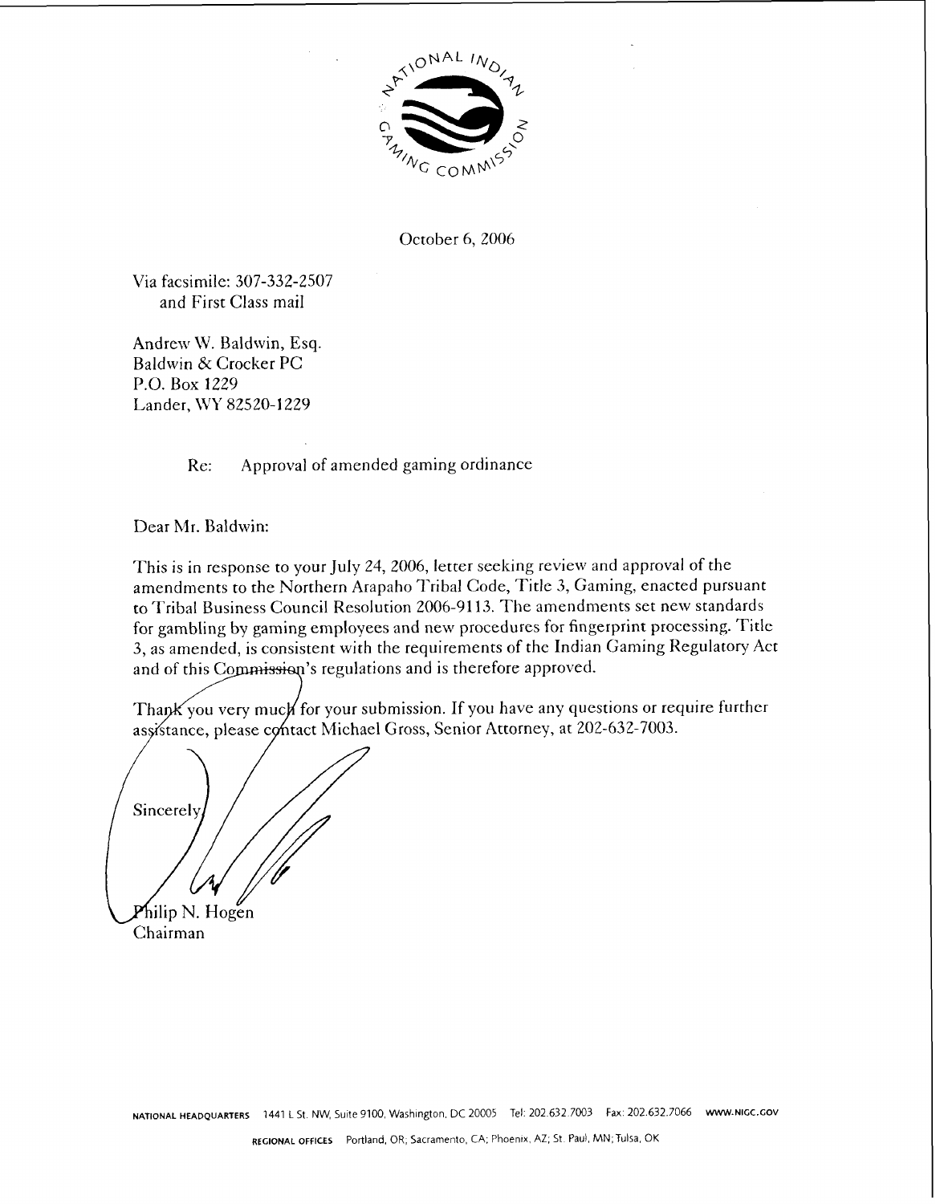NATIONAL INDIAN GAMING COMMISSION

October 6, 2006

Via facsimile: 307-332-2507
and First Class mail

Andrew W. Baldwin, Esq.
Baldwin & Crocker PC
P.O. Box 1229
Lander, WY 82520-1229

Re: Approval of amended gaming ordinance

Dear Mr. Baldwin:

This is in response to your July 24, 2006, letter seeking review and approval of the amendments to the Northern Arapaho Tribal Code, Title 3, Gaming, enacted pursuant to Tribal Business Council Resolution 2006-9113. The amendments set new standards for gambling by gaming employees and new procedures for fingerprint processing. Title 3, as amended, is consistent with the requirements of the Indian Gaming Regulatory Act and of this Commission's regulations and is therefore approved.

Thank you very much for your submission. If you have any questions or require further assistance, please contact Michael Gross, Senior Attorney, at 202-632-7003.

Sincerely,

Philip N. Hogen
Chairman

NATIONAL HEADQUARTERS 1441 L St. NW, Suite 9100, Washington, DC 20005 Tel: 202.632.7003 Fax: 202.632.7066 WWW.NIGC.GOV

REGIONAL OFFICES Portland, OR; Sacramento, CA; Phoenix, AZ; St. Paul, MN; Tulsa, OK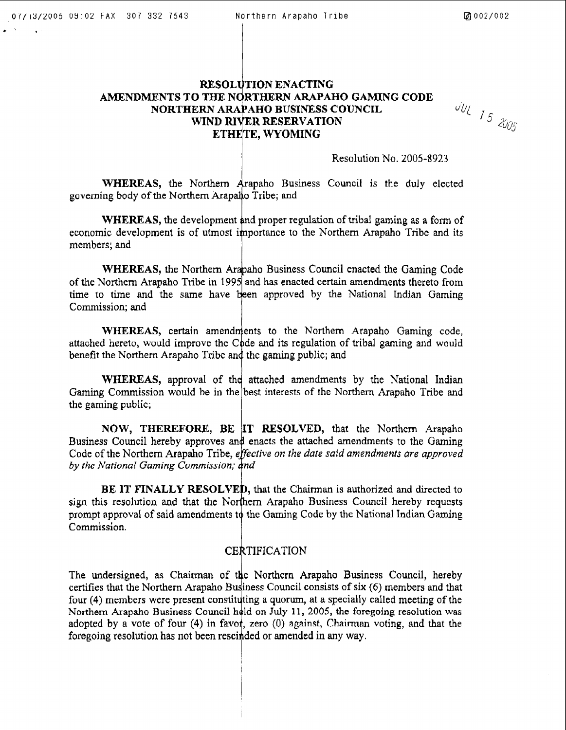# RESOLUTION ENACTING AMENDMENTS TO THE NORTHERN ARAPAHO GAMING CODE NORTHERN ARAPAHO BUSINESS COUNCIL WIND RIVER RESERVATION ETHETE, WYOMING

JUL 15 2005

Resolution No. 2005-8923

**WHEREAS,** the Northern Arapaho Business Council is the duly elected governing body of the Northern Arapaho Tribe; and

**WHEREAS,** the development and proper regulation of tribal gaming as a form of economic development is of utmost importance to the Northern Arapaho Tribe and its members; and

**WHEREAS,** the Northern Arapaho Business Council enacted the Gaming Code of the Northern Arapaho Tribe in 1995 and has enacted certain amendments thereto from time to time and the same have been approved by the National Indian Gaming Commission; and

**WHEREAS,** certain amendments to the Northern Arapaho Gaming code, attached hereto, would improve the Code and its regulation of tribal gaming and would benefit the Northern Arapaho Tribe and the gaming public; and

**WHEREAS,** approval of the attached amendments by the National Indian Gaming Commission would be in the best interests of the Northern Arapaho Tribe and the gaming public;

**NOW, THEREFORE, BE IT RESOLVED,** that the Northern Arapaho Business Council hereby approves and enacts the attached amendments to the Gaming Code of the Northern Arapaho Tribe, *effective on the date said amendments are approved by the National Gaming Commission; and*

**BE IT FINALLY RESOLVED,** that the Chairman is authorized and directed to sign this resolution and that the Northern Arapaho Business Council hereby requests prompt approval of said amendments to the Gaming Code by the National Indian Gaming Commission.

## CERTIFICATION

The undersigned, as Chairman of the Northern Arapaho Business Council, hereby certifies that the Northern Arapaho Business Council consists of six (6) members and that four (4) members were present constituting a quorum, at a specially called meeting of the Northern Arapaho Business Council held on July 11, 2005, the foregoing resolution was adopted by a vote of four (4) in favor, zero (0) against, Chairman voting, and that the foregoing resolution has not been rescinded or amended in any way.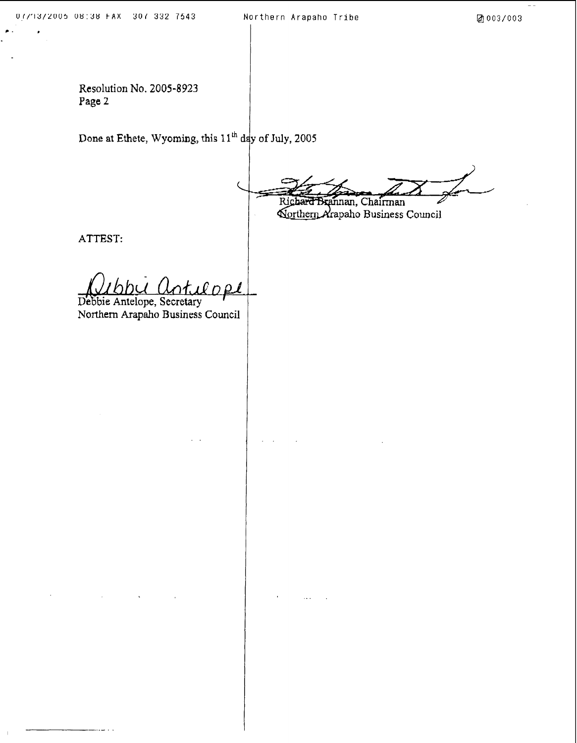Resolution No. 2005-8923
Page 2

Done at Ethete, Wyoming, this 11th day of July, 2005

Richard Brannan, Chairman
Northern Arapaho Business Council

ATTEST:

Debbie Antelope, Secretary
Northern Arapaho Business Council